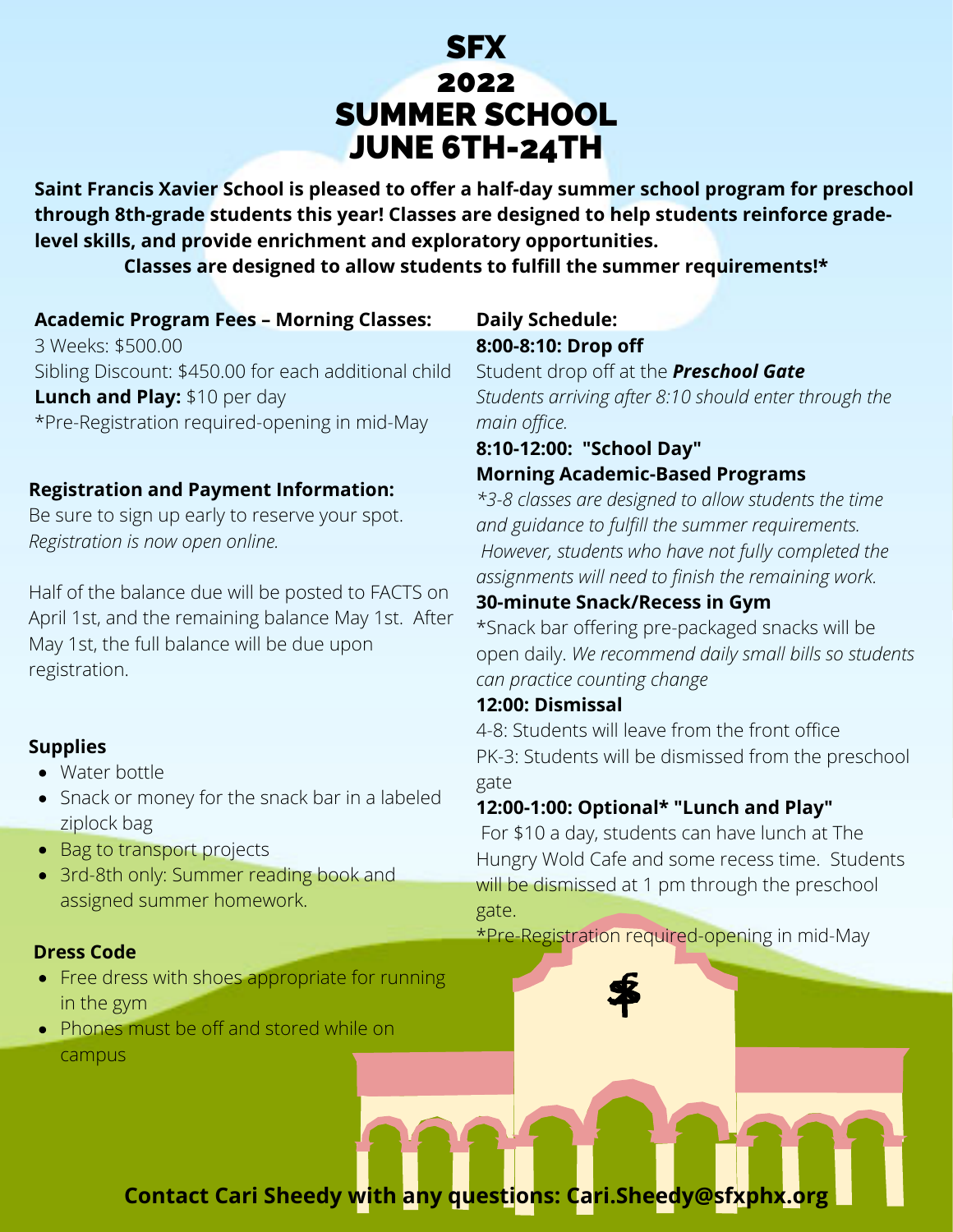# SFX 2022 SUMMER SCHOOL JUNE 6TH-24TH

**Saint Francis Xavier School is pleased to offer a half-day summer school program for preschool through 8th-grade students this year! Classes are designed to help students reinforce grade-level skills, and provide enrichment and exploratory opportunities.**

**Classes are designed to allow students to fulfill the summer requirements!***

### Academic Program Fees – Morning Classes:

3 Weeks: $500.00
Sibling Discount: $450.00 for each additional child
**Lunch and Play:** $10 per day
*Pre-Registration required-opening in mid-May

### Registration and Payment Information:

Be sure to sign up early to reserve your spot. *Registration is now open online.*

Half of the balance due will be posted to FACTS on April 1st, and the remaining balance May 1st. After May 1st, the full balance will be due upon registration.

### Supplies

- Water bottle
- Snack or money for the snack bar in a labeled ziplock bag
- Bag to transport projects
- 3rd-8th only: Summer reading book and assigned summer homework.

### Dress Code

- Free dress with shoes appropriate for running in the gym
- Phones must be off and stored while on campus

### Daily Schedule:

**8:00-8:10: Drop off**
Student drop off at the ***Preschool Gate***
*Students arriving after 8:10 should enter through the main office.*

**8:10-12:00: "School Day"**
**Morning Academic-Based Programs**
**3-8 classes are designed to allow students the time and guidance to fulfill the summer requirements. However, students who have not fully completed the assignments will need to finish the remaining work.*

**30-minute Snack/Recess in Gym**
*Snack bar offering pre-packaged snacks will be open daily. *We recommend daily small bills so students can practice counting change*

**12:00: Dismissal**
4-8: Students will leave from the front office
PK-3: Students will be dismissed from the preschool gate

**12:00-1:00: Optional* "Lunch and Play"**
For $10 a day, students can have lunch at The Hungry Wold Cafe and some recess time. Students will be dismissed at 1 pm through the preschool gate.
*Pre-Registration required-opening in mid-May

**Contact Cari Sheedy with any questions: Cari.Sheedy@sfxphx.org**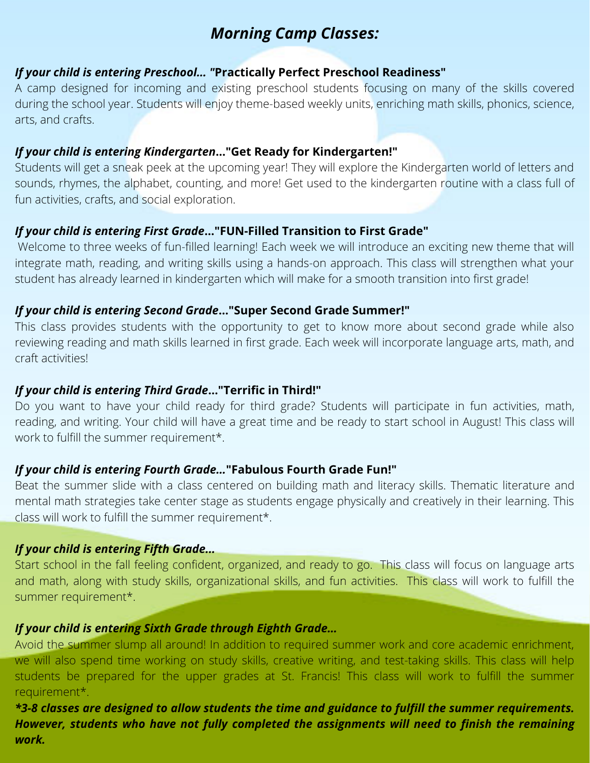# *Morning Camp Classes:*

***If your child is entering Preschool... "*Practically Perfect Preschool Readiness"**

A camp designed for incoming and existing preschool students focusing on many of the skills covered during the school year. Students will enjoy theme-based weekly units, enriching math skills, phonics, science, arts, and crafts.

***If your child is entering Kindergarten*..."Get Ready for Kindergarten!"**

Students will get a sneak peek at the upcoming year! They will explore the Kindergarten world of letters and sounds, rhymes, the alphabet, counting, and more! Get used to the kindergarten routine with a class full of fun activities, crafts, and social exploration.

***If your child is entering First Grade*..."FUN-Filled Transition to First Grade"**

Welcome to three weeks of fun-filled learning! Each week we will introduce an exciting new theme that will integrate math, reading, and writing skills using a hands-on approach. This class will strengthen what your student has already learned in kindergarten which will make for a smooth transition into first grade!

***If your child is entering Second Grade*..."Super Second Grade Summer!"**

This class provides students with the opportunity to get to know more about second grade while also reviewing reading and math skills learned in first grade. Each week will incorporate language arts, math, and craft activities!

***If your child is entering Third Grade*..."Terrific in Third!"**

Do you want to have your child ready for third grade? Students will participate in fun activities, math, reading, and writing. Your child will have a great time and be ready to start school in August! This class will work to fulfill the summer requirement*.

***If your child is entering Fourth Grade...*"Fabulous Fourth Grade Fun!"**

Beat the summer slide with a class centered on building math and literacy skills. Thematic literature and mental math strategies take center stage as students engage physically and creatively in their learning. This class will work to fulfill the summer requirement*.

***If your child is entering Fifth Grade...***

Start school in the fall feeling confident, organized, and ready to go. This class will focus on language arts and math, along with study skills, organizational skills, and fun activities. This class will work to fulfill the summer requirement*.

***If your child is entering Sixth Grade through Eighth Grade...***

Avoid the summer slump all around! In addition to required summer work and core academic enrichment, we will also spend time working on study skills, creative writing, and test-taking skills. This class will help students be prepared for the upper grades at St. Francis! This class will work to fulfill the summer requirement*.

***\*3-8 classes are designed to allow students the time and guidance to fulfill the summer requirements. However, students who have not fully completed the assignments will need to finish the remaining work.***